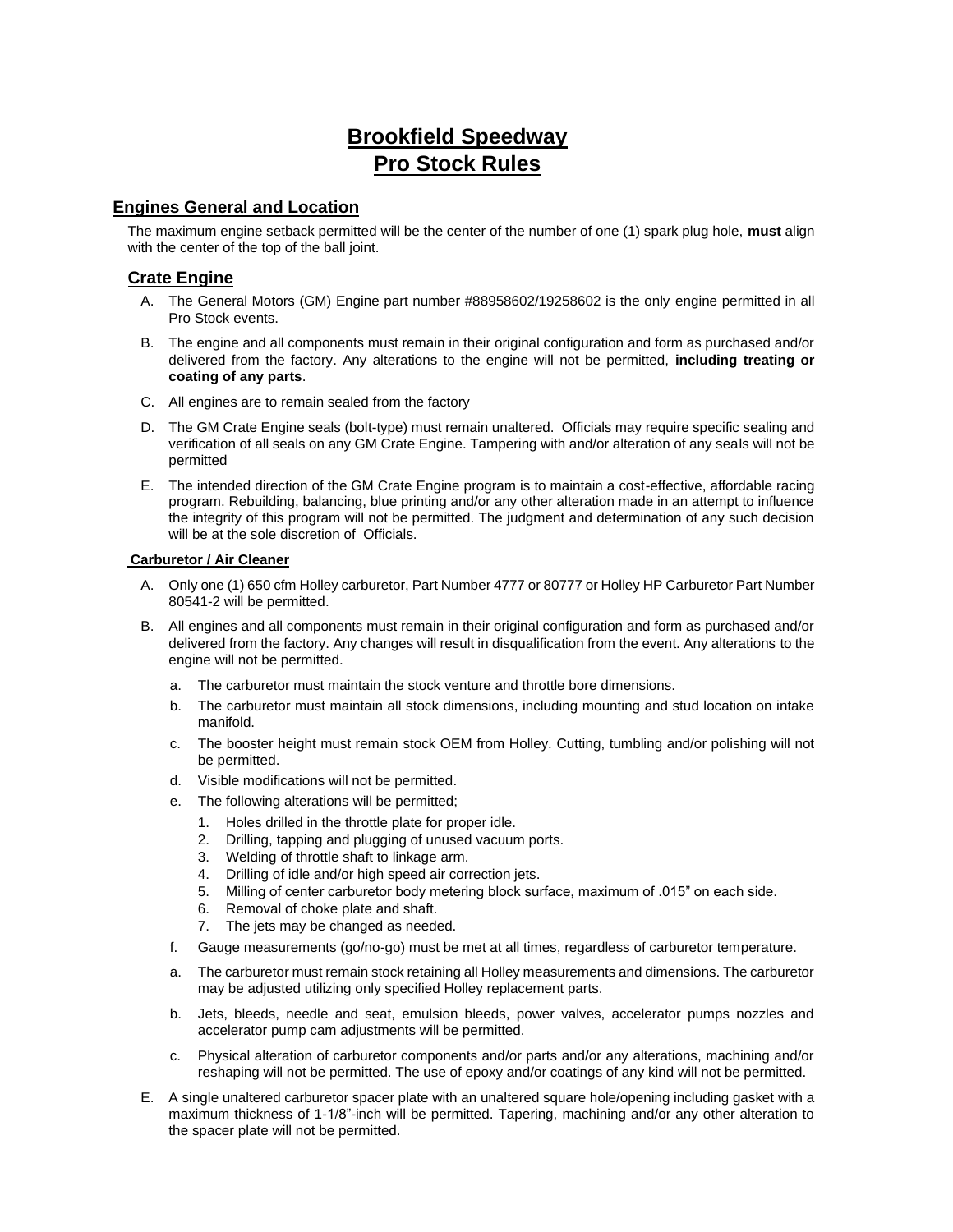# Brookfield Speedway
# Pro Stock Rules

## Engines General and Location

The maximum engine setback permitted will be the center of the number of one (1) spark plug hole, **must** align with the center of the top of the ball joint.

## Crate Engine

A. The General Motors (GM) Engine part number #88958602/19258602 is the only engine permitted in all Pro Stock events.

B. The engine and all components must remain in their original configuration and form as purchased and/or delivered from the factory. Any alterations to the engine will not be permitted, **including treating or coating of any parts**.

C. All engines are to remain sealed from the factory

D. The GM Crate Engine seals (bolt-type) must remain unaltered. Officials may require specific sealing and verification of all seals on any GM Crate Engine. Tampering with and/or alteration of any seals will not be permitted

E. The intended direction of the GM Crate Engine program is to maintain a cost-effective, affordable racing program. Rebuilding, balancing, blue printing and/or any other alteration made in an attempt to influence the integrity of this program will not be permitted. The judgment and determination of any such decision will be at the sole discretion of Officials.

### Carburetor / Air Cleaner

A. Only one (1) 650 cfm Holley carburetor, Part Number 4777 or 80777 or Holley HP Carburetor Part Number 80541-2 will be permitted.

B. All engines and all components must remain in their original configuration and form as purchased and/or delivered from the factory. Any changes will result in disqualification from the event. Any alterations to the engine will not be permitted.

   a. The carburetor must maintain the stock venture and throttle bore dimensions.

   b. The carburetor must maintain all stock dimensions, including mounting and stud location on intake manifold.

   c. The booster height must remain stock OEM from Holley. Cutting, tumbling and/or polishing will not be permitted.

   d. Visible modifications will not be permitted.

   e. The following alterations will be permitted;

      1. Holes drilled in the throttle plate for proper idle.
      2. Drilling, tapping and plugging of unused vacuum ports.
      3. Welding of throttle shaft to linkage arm.
      4. Drilling of idle and/or high speed air correction jets.
      5. Milling of center carburetor body metering block surface, maximum of .015" on each side.
      6. Removal of choke plate and shaft.
      7. The jets may be changed as needed.

   f. Gauge measurements (go/no-go) must be met at all times, regardless of carburetor temperature.

   a. The carburetor must remain stock retaining all Holley measurements and dimensions. The carburetor may be adjusted utilizing only specified Holley replacement parts.

   b. Jets, bleeds, needle and seat, emulsion bleeds, power valves, accelerator pumps nozzles and accelerator pump cam adjustments will be permitted.

   c. Physical alteration of carburetor components and/or parts and/or any alterations, machining and/or reshaping will not be permitted. The use of epoxy and/or coatings of any kind will not be permitted.

E. A single unaltered carburetor spacer plate with an unaltered square hole/opening including gasket with a maximum thickness of 1-1/8"-inch will be permitted. Tapering, machining and/or any other alteration to the spacer plate will not be permitted.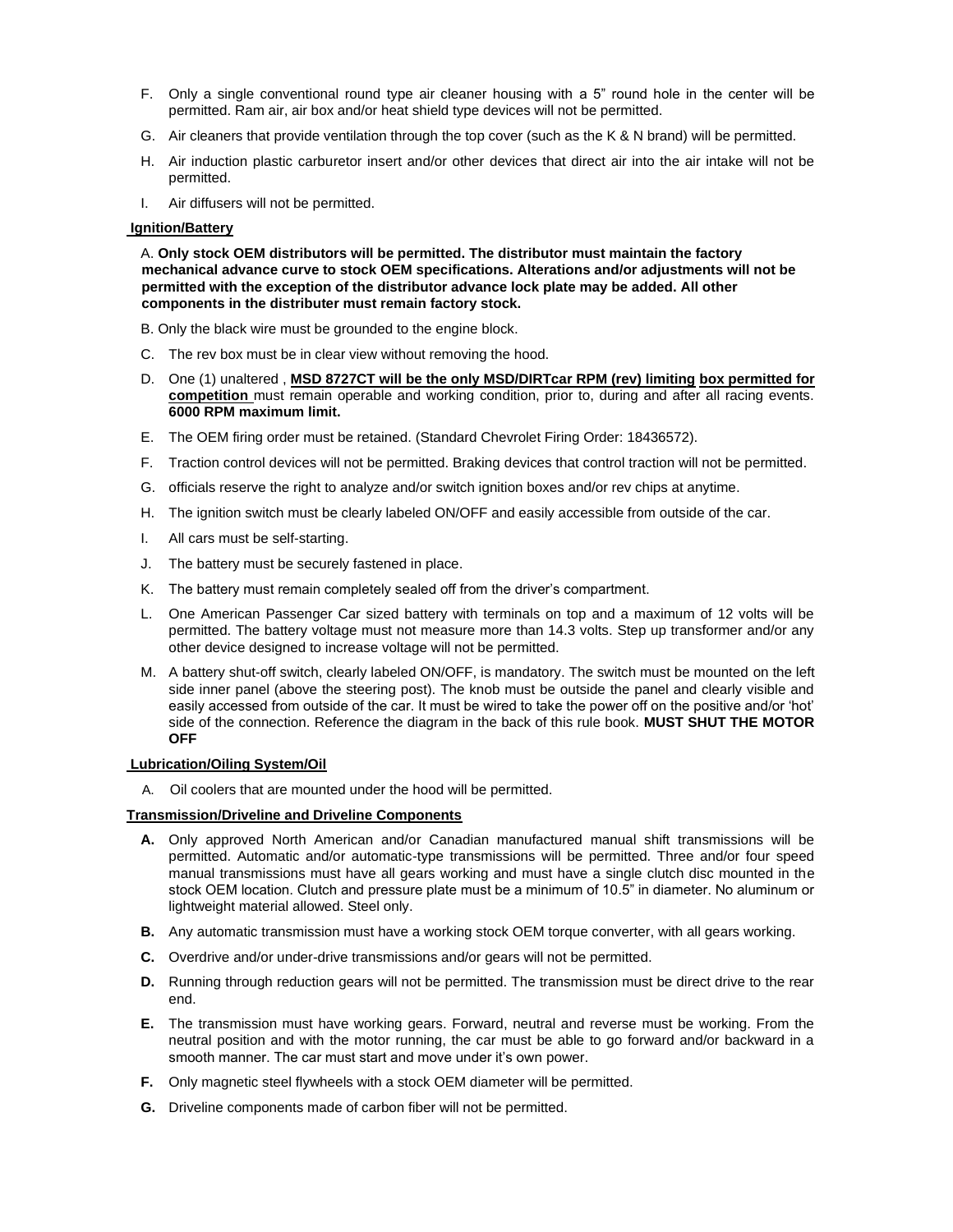F. Only a single conventional round type air cleaner housing with a 5" round hole in the center will be permitted. Ram air, air box and/or heat shield type devices will not be permitted.

G. Air cleaners that provide ventilation through the top cover (such as the K & N brand) will be permitted.

H. Air induction plastic carburetor insert and/or other devices that direct air into the air intake will not be permitted.

I. Air diffusers will not be permitted.

**Ignition/Battery**

A. **Only stock OEM distributors will be permitted. The distributor must maintain the factory mechanical advance curve to stock OEM specifications. Alterations and/or adjustments will not be permitted with the exception of the distributor advance lock plate may be added. All other components in the distributer must remain factory stock.**

B. Only the black wire must be grounded to the engine block.

C. The rev box must be in clear view without removing the hood.

D. One (1) unaltered , **MSD 8727CT will be the only MSD/DIRTcar RPM (rev) limiting box permitted for competition** must remain operable and working condition, prior to, during and after all racing events. **6000 RPM maximum limit.**

E. The OEM firing order must be retained. (Standard Chevrolet Firing Order: 18436572).

F. Traction control devices will not be permitted. Braking devices that control traction will not be permitted.

G. officials reserve the right to analyze and/or switch ignition boxes and/or rev chips at anytime.

H. The ignition switch must be clearly labeled ON/OFF and easily accessible from outside of the car.

I. All cars must be self-starting.

J. The battery must be securely fastened in place.

K. The battery must remain completely sealed off from the driver's compartment.

L. One American Passenger Car sized battery with terminals on top and a maximum of 12 volts will be permitted. The battery voltage must not measure more than 14.3 volts. Step up transformer and/or any other device designed to increase voltage will not be permitted.

M. A battery shut-off switch, clearly labeled ON/OFF, is mandatory. The switch must be mounted on the left side inner panel (above the steering post). The knob must be outside the panel and clearly visible and easily accessed from outside of the car. It must be wired to take the power off on the positive and/or 'hot' side of the connection. Reference the diagram in the back of this rule book. **MUST SHUT THE MOTOR OFF**

**Lubrication/Oiling System/Oil**

A. Oil coolers that are mounted under the hood will be permitted.

**Transmission/Driveline and Driveline Components**

**A.** Only approved North American and/or Canadian manufactured manual shift transmissions will be permitted. Automatic and/or automatic-type transmissions will be permitted. Three and/or four speed manual transmissions must have all gears working and must have a single clutch disc mounted in the stock OEM location. Clutch and pressure plate must be a minimum of 10.5" in diameter. No aluminum or lightweight material allowed. Steel only.

**B.** Any automatic transmission must have a working stock OEM torque converter, with all gears working.

**C.** Overdrive and/or under-drive transmissions and/or gears will not be permitted.

**D.** Running through reduction gears will not be permitted. The transmission must be direct drive to the rear end.

**E.** The transmission must have working gears. Forward, neutral and reverse must be working. From the neutral position and with the motor running, the car must be able to go forward and/or backward in a smooth manner. The car must start and move under it's own power.

**F.** Only magnetic steel flywheels with a stock OEM diameter will be permitted.

**G.** Driveline components made of carbon fiber will not be permitted.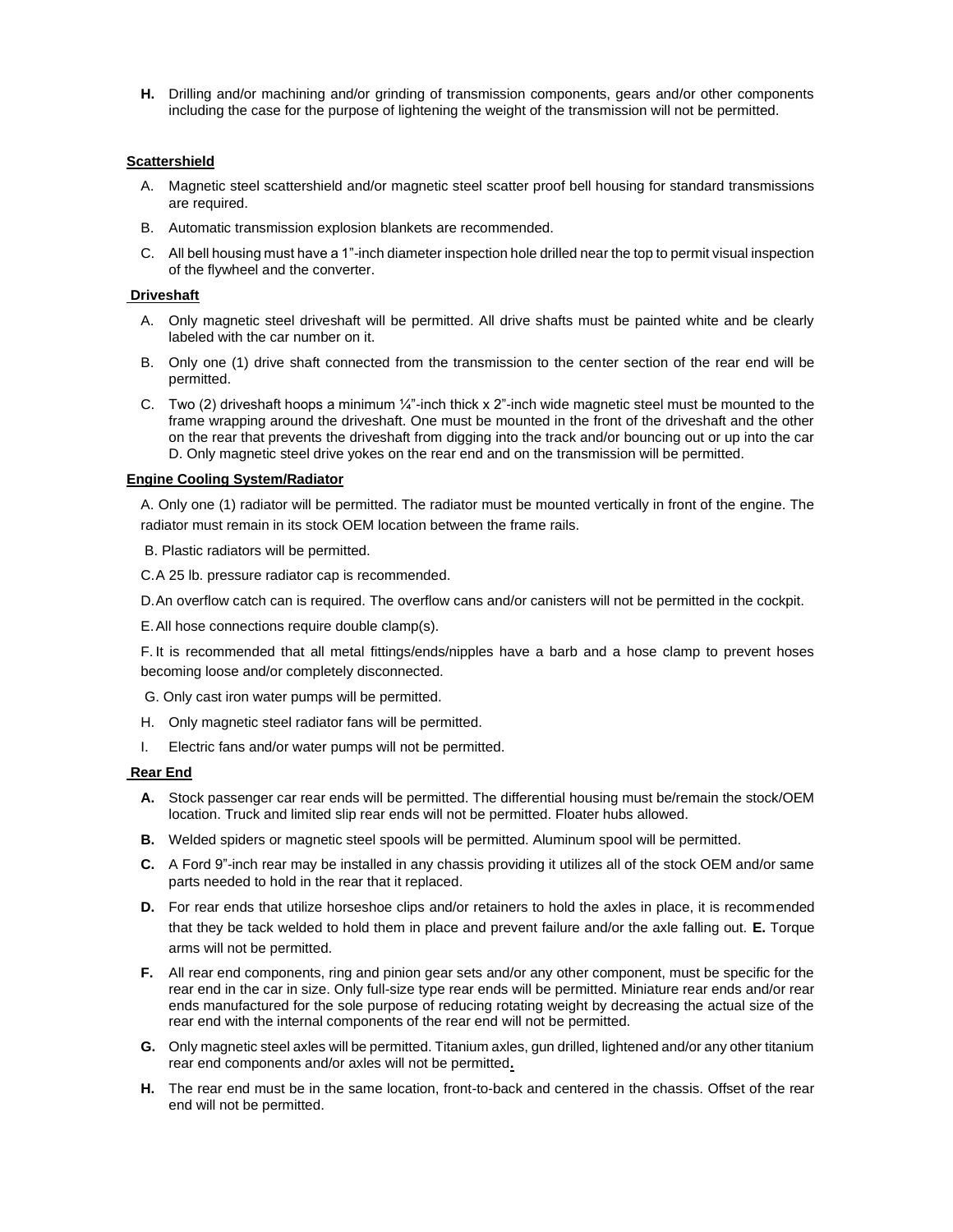**H.** Drilling and/or machining and/or grinding of transmission components, gears and/or other components including the case for the purpose of lightening the weight of the transmission will not be permitted.

**Scattershield**

A. Magnetic steel scattershield and/or magnetic steel scatter proof bell housing for standard transmissions are required.

B. Automatic transmission explosion blankets are recommended.

C. All bell housing must have a 1"-inch diameter inspection hole drilled near the top to permit visual inspection of the flywheel and the converter.

**Driveshaft**

A. Only magnetic steel driveshaft will be permitted. All drive shafts must be painted white and be clearly labeled with the car number on it.

B. Only one (1) drive shaft connected from the transmission to the center section of the rear end will be permitted.

C. Two (2) driveshaft hoops a minimum ¼"-inch thick x 2"-inch wide magnetic steel must be mounted to the frame wrapping around the driveshaft. One must be mounted in the front of the driveshaft and the other on the rear that prevents the driveshaft from digging into the track and/or bouncing out or up into the car D. Only magnetic steel drive yokes on the rear end and on the transmission will be permitted.

**Engine Cooling System/Radiator**

A. Only one (1) radiator will be permitted. The radiator must be mounted vertically in front of the engine. The radiator must remain in its stock OEM location between the frame rails.

B. Plastic radiators will be permitted.

C. A 25 lb. pressure radiator cap is recommended.

D. An overflow catch can is required. The overflow cans and/or canisters will not be permitted in the cockpit.

E. All hose connections require double clamp(s).

F. It is recommended that all metal fittings/ends/nipples have a barb and a hose clamp to prevent hoses becoming loose and/or completely disconnected.

G. Only cast iron water pumps will be permitted.

H. Only magnetic steel radiator fans will be permitted.

I. Electric fans and/or water pumps will not be permitted.

**Rear End**

**A.** Stock passenger car rear ends will be permitted. The differential housing must be/remain the stock/OEM location. Truck and limited slip rear ends will not be permitted. Floater hubs allowed.

**B.** Welded spiders or magnetic steel spools will be permitted. Aluminum spool will be permitted.

**C.** A Ford 9"-inch rear may be installed in any chassis providing it utilizes all of the stock OEM and/or same parts needed to hold in the rear that it replaced.

**D.** For rear ends that utilize horseshoe clips and/or retainers to hold the axles in place, it is recommended that they be tack welded to hold them in place and prevent failure and/or the axle falling out. **E.** Torque arms will not be permitted.

**F.** All rear end components, ring and pinion gear sets and/or any other component, must be specific for the rear end in the car in size. Only full-size type rear ends will be permitted. Miniature rear ends and/or rear ends manufactured for the sole purpose of reducing rotating weight by decreasing the actual size of the rear end with the internal components of the rear end will not be permitted.

**G.** Only magnetic steel axles will be permitted. Titanium axles, gun drilled, lightened and/or any other titanium rear end components and/or axles will not be permitted**.**

**H.** The rear end must be in the same location, front-to-back and centered in the chassis. Offset of the rear end will not be permitted.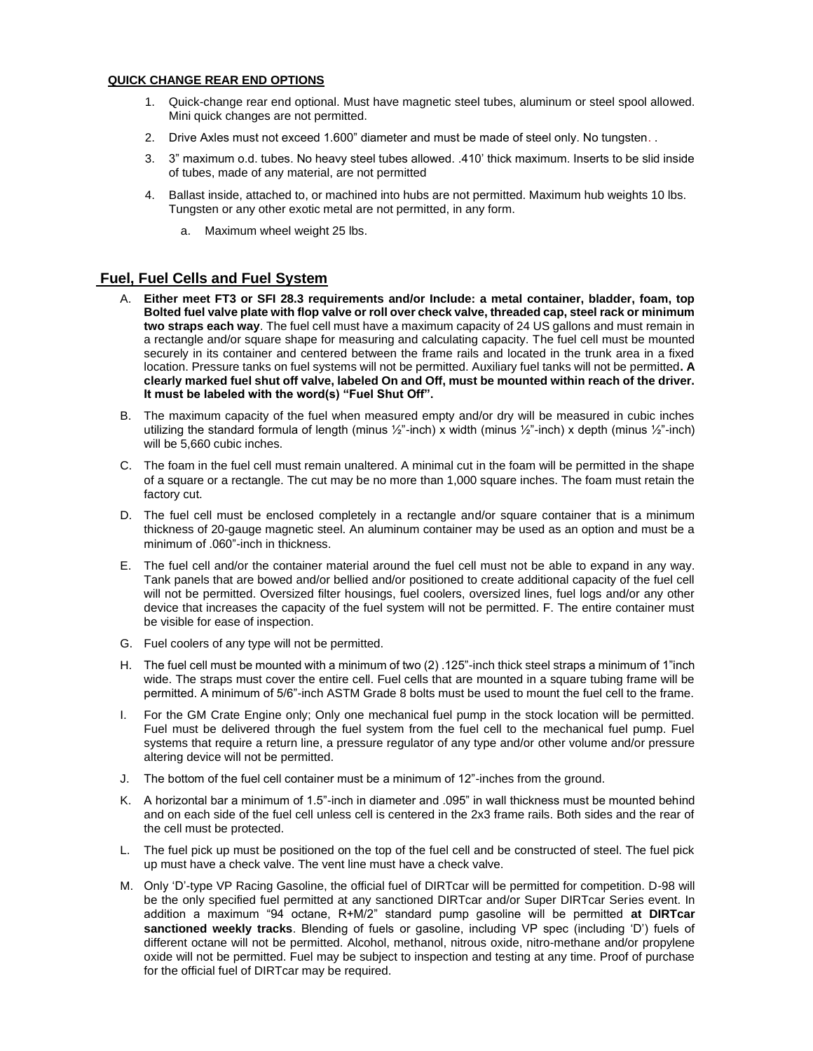**QUICK CHANGE REAR END OPTIONS**

1. Quick-change rear end optional. Must have magnetic steel tubes, aluminum or steel spool allowed. Mini quick changes are not permitted.
2. Drive Axles must not exceed 1.600" diameter and must be made of steel only. No tungsten. .
3. 3" maximum o.d. tubes. No heavy steel tubes allowed. .410' thick maximum. Inserts to be slid inside of tubes, made of any material, are not permitted
4. Ballast inside, attached to, or machined into hubs are not permitted. Maximum hub weights 10 lbs. Tungsten or any other exotic metal are not permitted, in any form.
   a. Maximum wheel weight 25 lbs.

## Fuel, Fuel Cells and Fuel System

A. **Either meet FT3 or SFI 28.3 requirements and/or Include: a metal container, bladder, foam, top Bolted fuel valve plate with flop valve or roll over check valve, threaded cap, steel rack or minimum two straps each way**. The fuel cell must have a maximum capacity of 24 US gallons and must remain in a rectangle and/or square shape for measuring and calculating capacity. The fuel cell must be mounted securely in its container and centered between the frame rails and located in the trunk area in a fixed location. Pressure tanks on fuel systems will not be permitted. Auxiliary fuel tanks will not be permitted**. A clearly marked fuel shut off valve, labeled On and Off, must be mounted within reach of the driver. It must be labeled with the word(s) "Fuel Shut Off".**

B. The maximum capacity of the fuel when measured empty and/or dry will be measured in cubic inches utilizing the standard formula of length (minus ½"-inch) x width (minus ½"-inch) x depth (minus ½"-inch) will be 5,660 cubic inches.

C. The foam in the fuel cell must remain unaltered. A minimal cut in the foam will be permitted in the shape of a square or a rectangle. The cut may be no more than 1,000 square inches. The foam must retain the factory cut.

D. The fuel cell must be enclosed completely in a rectangle and/or square container that is a minimum thickness of 20-gauge magnetic steel. An aluminum container may be used as an option and must be a minimum of .060"-inch in thickness.

E. The fuel cell and/or the container material around the fuel cell must not be able to expand in any way. Tank panels that are bowed and/or bellied and/or positioned to create additional capacity of the fuel cell will not be permitted. Oversized filter housings, fuel coolers, oversized lines, fuel logs and/or any other device that increases the capacity of the fuel system will not be permitted. F. The entire container must be visible for ease of inspection.

G. Fuel coolers of any type will not be permitted.

H. The fuel cell must be mounted with a minimum of two (2) .125"-inch thick steel straps a minimum of 1"inch wide. The straps must cover the entire cell. Fuel cells that are mounted in a square tubing frame will be permitted. A minimum of 5/6"-inch ASTM Grade 8 bolts must be used to mount the fuel cell to the frame.

I. For the GM Crate Engine only; Only one mechanical fuel pump in the stock location will be permitted. Fuel must be delivered through the fuel system from the fuel cell to the mechanical fuel pump. Fuel systems that require a return line, a pressure regulator of any type and/or other volume and/or pressure altering device will not be permitted.

J. The bottom of the fuel cell container must be a minimum of 12"-inches from the ground.

K. A horizontal bar a minimum of 1.5"-inch in diameter and .095" in wall thickness must be mounted behind and on each side of the fuel cell unless cell is centered in the 2x3 frame rails. Both sides and the rear of the cell must be protected.

L. The fuel pick up must be positioned on the top of the fuel cell and be constructed of steel. The fuel pick up must have a check valve. The vent line must have a check valve.

M. Only 'D'-type VP Racing Gasoline, the official fuel of DIRTcar will be permitted for competition. D-98 will be the only specified fuel permitted at any sanctioned DIRTcar and/or Super DIRTcar Series event. In addition a maximum "94 octane, R+M/2" standard pump gasoline will be permitted **at DIRTcar sanctioned weekly tracks**. Blending of fuels or gasoline, including VP spec (including 'D') fuels of different octane will not be permitted. Alcohol, methanol, nitrous oxide, nitro-methane and/or propylene oxide will not be permitted. Fuel may be subject to inspection and testing at any time. Proof of purchase for the official fuel of DIRTcar may be required.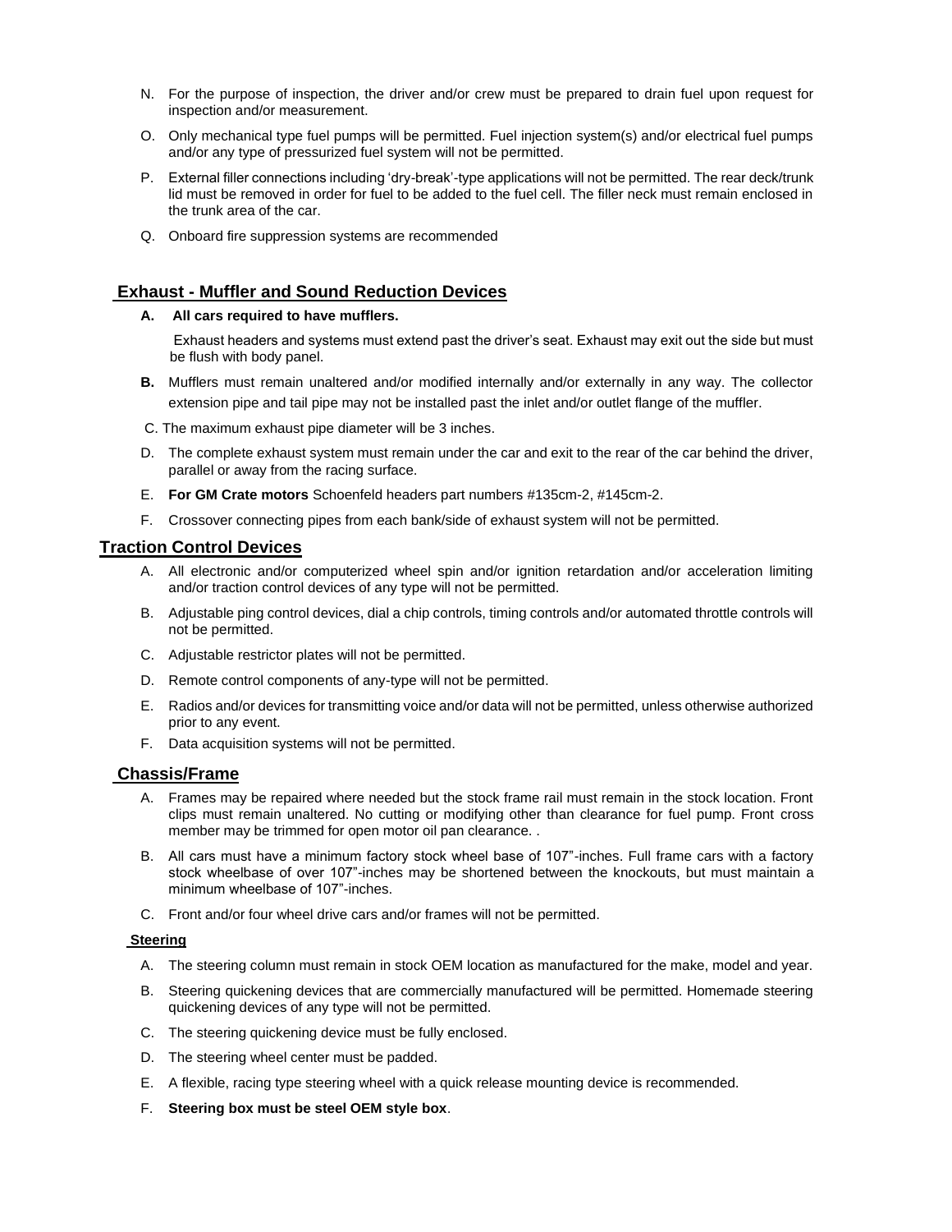N. For the purpose of inspection, the driver and/or crew must be prepared to drain fuel upon request for inspection and/or measurement.

O. Only mechanical type fuel pumps will be permitted. Fuel injection system(s) and/or electrical fuel pumps and/or any type of pressurized fuel system will not be permitted.

P. External filler connections including 'dry-break'-type applications will not be permitted. The rear deck/trunk lid must be removed in order for fuel to be added to the fuel cell. The filler neck must remain enclosed in the trunk area of the car.

Q. Onboard fire suppression systems are recommended

## Exhaust - Muffler and Sound Reduction Devices

**A. All cars required to have mufflers.**

Exhaust headers and systems must extend past the driver's seat. Exhaust may exit out the side but must be flush with body panel.

**B.** Mufflers must remain unaltered and/or modified internally and/or externally in any way. The collector extension pipe and tail pipe may not be installed past the inlet and/or outlet flange of the muffler.

C. The maximum exhaust pipe diameter will be 3 inches.

D. The complete exhaust system must remain under the car and exit to the rear of the car behind the driver, parallel or away from the racing surface.

E. **For GM Crate motors** Schoenfeld headers part numbers #135cm-2, #145cm-2.

F. Crossover connecting pipes from each bank/side of exhaust system will not be permitted.

## Traction Control Devices

A. All electronic and/or computerized wheel spin and/or ignition retardation and/or acceleration limiting and/or traction control devices of any type will not be permitted.

B. Adjustable ping control devices, dial a chip controls, timing controls and/or automated throttle controls will not be permitted.

C. Adjustable restrictor plates will not be permitted.

D. Remote control components of any-type will not be permitted.

E. Radios and/or devices for transmitting voice and/or data will not be permitted, unless otherwise authorized prior to any event.

F. Data acquisition systems will not be permitted.

## Chassis/Frame

A. Frames may be repaired where needed but the stock frame rail must remain in the stock location. Front clips must remain unaltered. No cutting or modifying other than clearance for fuel pump. Front cross member may be trimmed for open motor oil pan clearance. .

B. All cars must have a minimum factory stock wheel base of 107"-inches. Full frame cars with a factory stock wheelbase of over 107"-inches may be shortened between the knockouts, but must maintain a minimum wheelbase of 107"-inches.

C. Front and/or four wheel drive cars and/or frames will not be permitted.

### Steering

A. The steering column must remain in stock OEM location as manufactured for the make, model and year.

B. Steering quickening devices that are commercially manufactured will be permitted. Homemade steering quickening devices of any type will not be permitted.

C. The steering quickening device must be fully enclosed.

D. The steering wheel center must be padded.

E. A flexible, racing type steering wheel with a quick release mounting device is recommended.

F. **Steering box must be steel OEM style box**.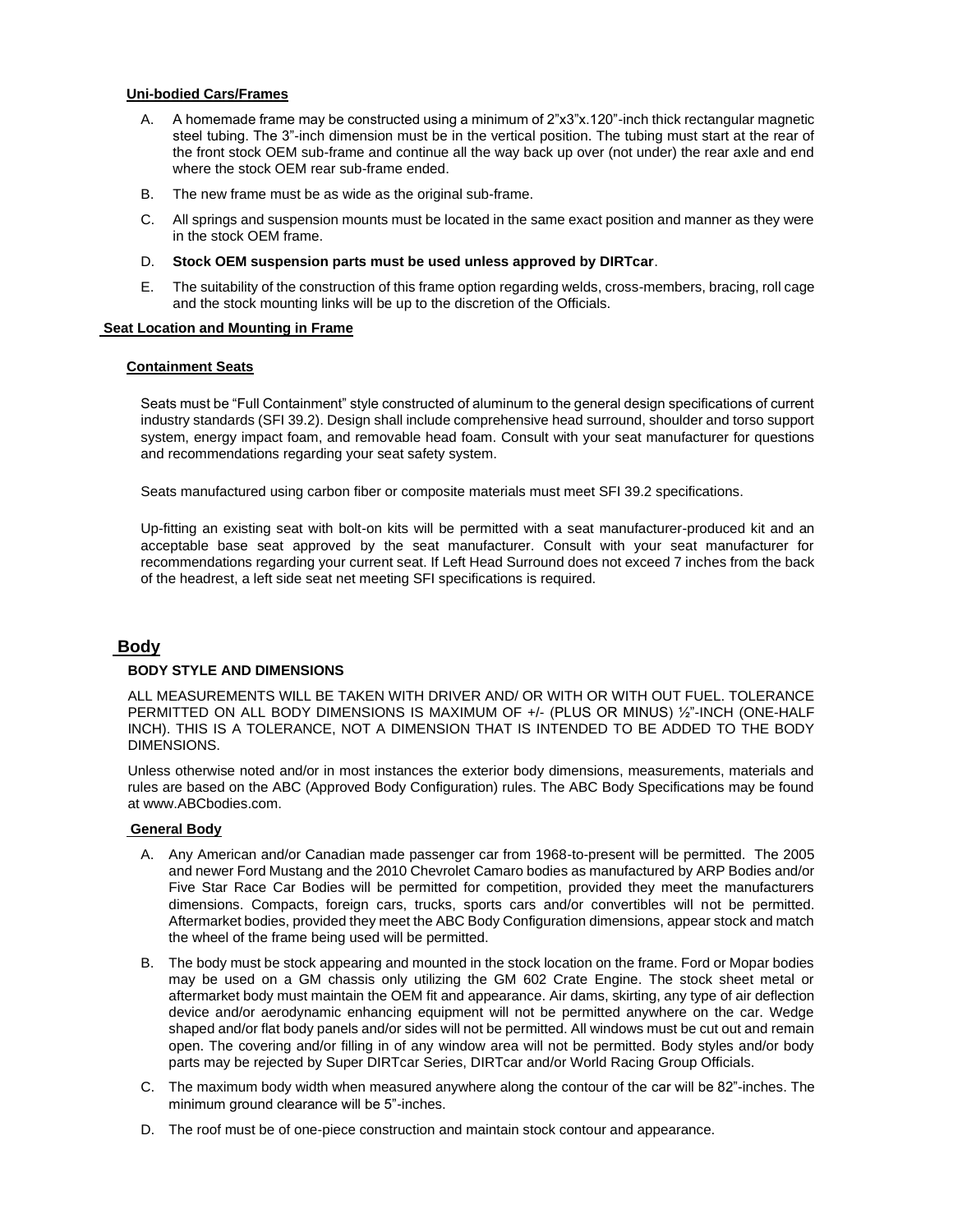### Uni-bodied Cars/Frames

A. A homemade frame may be constructed using a minimum of 2”x3”x.120”-inch thick rectangular magnetic steel tubing. The 3”-inch dimension must be in the vertical position. The tubing must start at the rear of the front stock OEM sub-frame and continue all the way back up over (not under) the rear axle and end where the stock OEM rear sub-frame ended.

B. The new frame must be as wide as the original sub-frame.

C. All springs and suspension mounts must be located in the same exact position and manner as they were in the stock OEM frame.

D. **Stock OEM suspension parts must be used unless approved by DIRTcar**.

E. The suitability of the construction of this frame option regarding welds, cross-members, bracing, roll cage and the stock mounting links will be up to the discretion of the Officials.

### Seat Location and Mounting in Frame

#### Containment Seats

Seats must be “Full Containment” style constructed of aluminum to the general design specifications of current industry standards (SFI 39.2). Design shall include comprehensive head surround, shoulder and torso support system, energy impact foam, and removable head foam. Consult with your seat manufacturer for questions and recommendations regarding your seat safety system.

Seats manufactured using carbon fiber or composite materials must meet SFI 39.2 specifications.

Up-fitting an existing seat with bolt-on kits will be permitted with a seat manufacturer-produced kit and an acceptable base seat approved by the seat manufacturer. Consult with your seat manufacturer for recommendations regarding your current seat. If Left Head Surround does not exceed 7 inches from the back of the headrest, a left side seat net meeting SFI specifications is required.

## Body

### BODY STYLE AND DIMENSIONS

ALL MEASUREMENTS WILL BE TAKEN WITH DRIVER AND/ OR WITH OR WITH OUT FUEL. TOLERANCE PERMITTED ON ALL BODY DIMENSIONS IS MAXIMUM OF +/- (PLUS OR MINUS) ½”-INCH (ONE-HALF INCH). THIS IS A TOLERANCE, NOT A DIMENSION THAT IS INTENDED TO BE ADDED TO THE BODY DIMENSIONS.

Unless otherwise noted and/or in most instances the exterior body dimensions, measurements, materials and rules are based on the ABC (Approved Body Configuration) rules. The ABC Body Specifications may be found at www.ABCbodies.com.

#### General Body

A. Any American and/or Canadian made passenger car from 1968-to-present will be permitted. The 2005 and newer Ford Mustang and the 2010 Chevrolet Camaro bodies as manufactured by ARP Bodies and/or Five Star Race Car Bodies will be permitted for competition, provided they meet the manufacturers dimensions. Compacts, foreign cars, trucks, sports cars and/or convertibles will not be permitted. Aftermarket bodies, provided they meet the ABC Body Configuration dimensions, appear stock and match the wheel of the frame being used will be permitted.

B. The body must be stock appearing and mounted in the stock location on the frame. Ford or Mopar bodies may be used on a GM chassis only utilizing the GM 602 Crate Engine. The stock sheet metal or aftermarket body must maintain the OEM fit and appearance. Air dams, skirting, any type of air deflection device and/or aerodynamic enhancing equipment will not be permitted anywhere on the car. Wedge shaped and/or flat body panels and/or sides will not be permitted. All windows must be cut out and remain open. The covering and/or filling in of any window area will not be permitted. Body styles and/or body parts may be rejected by Super DIRTcar Series, DIRTcar and/or World Racing Group Officials.

C. The maximum body width when measured anywhere along the contour of the car will be 82”-inches. The minimum ground clearance will be 5”-inches.

D. The roof must be of one-piece construction and maintain stock contour and appearance.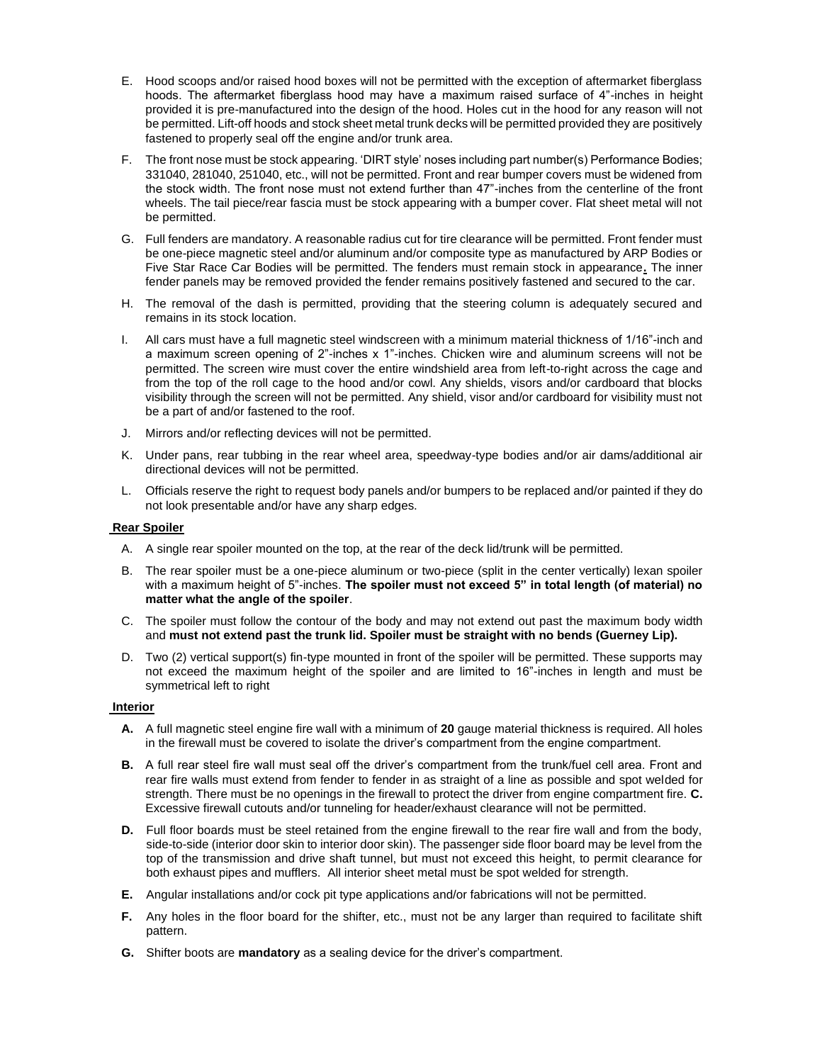E. Hood scoops and/or raised hood boxes will not be permitted with the exception of aftermarket fiberglass hoods. The aftermarket fiberglass hood may have a maximum raised surface of 4"-inches in height provided it is pre-manufactured into the design of the hood. Holes cut in the hood for any reason will not be permitted. Lift-off hoods and stock sheet metal trunk decks will be permitted provided they are positively fastened to properly seal off the engine and/or trunk area.

F. The front nose must be stock appearing. 'DIRT style' noses including part number(s) Performance Bodies; 331040, 281040, 251040, etc., will not be permitted. Front and rear bumper covers must be widened from the stock width. The front nose must not extend further than 47"-inches from the centerline of the front wheels. The tail piece/rear fascia must be stock appearing with a bumper cover. Flat sheet metal will not be permitted.

G. Full fenders are mandatory. A reasonable radius cut for tire clearance will be permitted. Front fender must be one-piece magnetic steel and/or aluminum and/or composite type as manufactured by ARP Bodies or Five Star Race Car Bodies will be permitted. The fenders must remain stock in appearance**.** The inner fender panels may be removed provided the fender remains positively fastened and secured to the car.

H. The removal of the dash is permitted, providing that the steering column is adequately secured and remains in its stock location.

I. All cars must have a full magnetic steel windscreen with a minimum material thickness of 1/16"-inch and a maximum screen opening of 2"-inches x 1"-inches. Chicken wire and aluminum screens will not be permitted. The screen wire must cover the entire windshield area from left-to-right across the cage and from the top of the roll cage to the hood and/or cowl. Any shields, visors and/or cardboard that blocks visibility through the screen will not be permitted. Any shield, visor and/or cardboard for visibility must not be a part of and/or fastened to the roof.

J. Mirrors and/or reflecting devices will not be permitted.

K. Under pans, rear tubbing in the rear wheel area, speedway-type bodies and/or air dams/additional air directional devices will not be permitted.

L. Officials reserve the right to request body panels and/or bumpers to be replaced and/or painted if they do not look presentable and/or have any sharp edges.

**Rear Spoiler**

A. A single rear spoiler mounted on the top, at the rear of the deck lid/trunk will be permitted.

B. The rear spoiler must be a one-piece aluminum or two-piece (split in the center vertically) lexan spoiler with a maximum height of 5"-inches. **The spoiler must not exceed 5" in total length (of material) no matter what the angle of the spoiler**.

C. The spoiler must follow the contour of the body and may not extend out past the maximum body width and **must not extend past the trunk lid. Spoiler must be straight with no bends (Guerney Lip).**

D. Two (2) vertical support(s) fin-type mounted in front of the spoiler will be permitted. These supports may not exceed the maximum height of the spoiler and are limited to 16"-inches in length and must be symmetrical left to right

**Interior**

**A.** A full magnetic steel engine fire wall with a minimum of **20** gauge material thickness is required. All holes in the firewall must be covered to isolate the driver's compartment from the engine compartment.

**B.** A full rear steel fire wall must seal off the driver's compartment from the trunk/fuel cell area. Front and rear fire walls must extend from fender to fender in as straight of a line as possible and spot welded for strength. There must be no openings in the firewall to protect the driver from engine compartment fire.

**C.** Excessive firewall cutouts and/or tunneling for header/exhaust clearance will not be permitted.

**D.** Full floor boards must be steel retained from the engine firewall to the rear fire wall and from the body, side-to-side (interior door skin to interior door skin). The passenger side floor board may be level from the top of the transmission and drive shaft tunnel, but must not exceed this height, to permit clearance for both exhaust pipes and mufflers. All interior sheet metal must be spot welded for strength.

**E.** Angular installations and/or cock pit type applications and/or fabrications will not be permitted.

**F.** Any holes in the floor board for the shifter, etc., must not be any larger than required to facilitate shift pattern.

**G.** Shifter boots are **mandatory** as a sealing device for the driver's compartment.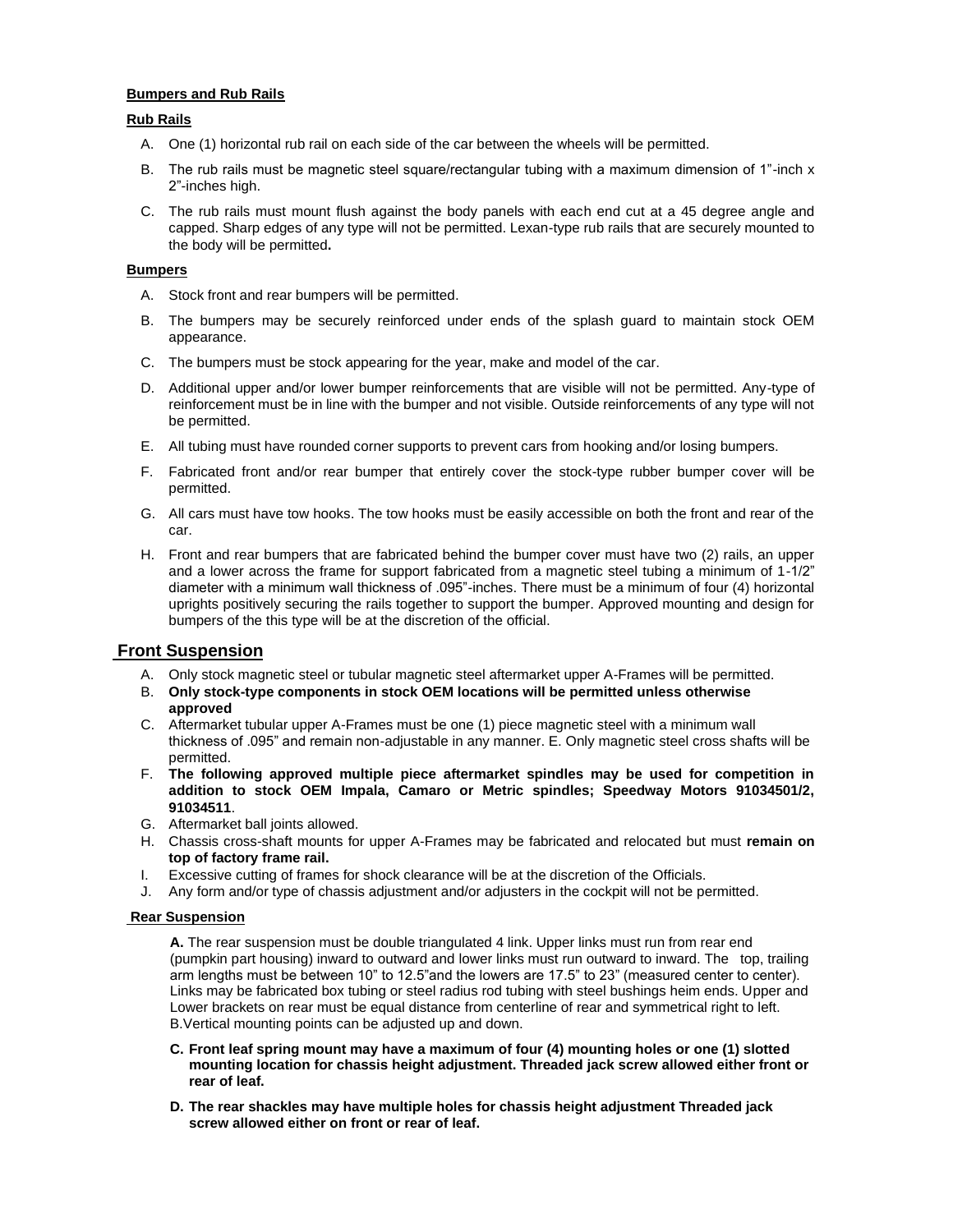**Bumpers and Rub Rails**

**Rub Rails**

A. One (1) horizontal rub rail on each side of the car between the wheels will be permitted.

B. The rub rails must be magnetic steel square/rectangular tubing with a maximum dimension of 1"-inch x 2"-inches high.

C. The rub rails must mount flush against the body panels with each end cut at a 45 degree angle and capped. Sharp edges of any type will not be permitted. Lexan-type rub rails that are securely mounted to the body will be permitted**.**

**Bumpers**

A. Stock front and rear bumpers will be permitted.

B. The bumpers may be securely reinforced under ends of the splash guard to maintain stock OEM appearance.

C. The bumpers must be stock appearing for the year, make and model of the car.

D. Additional upper and/or lower bumper reinforcements that are visible will not be permitted. Any-type of reinforcement must be in line with the bumper and not visible. Outside reinforcements of any type will not be permitted.

E. All tubing must have rounded corner supports to prevent cars from hooking and/or losing bumpers.

F. Fabricated front and/or rear bumper that entirely cover the stock-type rubber bumper cover will be permitted.

G. All cars must have tow hooks. The tow hooks must be easily accessible on both the front and rear of the car.

H. Front and rear bumpers that are fabricated behind the bumper cover must have two (2) rails, an upper and a lower across the frame for support fabricated from a magnetic steel tubing a minimum of 1-1/2" diameter with a minimum wall thickness of .095"-inches. There must be a minimum of four (4) horizontal uprights positively securing the rails together to support the bumper. Approved mounting and design for bumpers of the this type will be at the discretion of the official.

## Front Suspension

A. Only stock magnetic steel or tubular magnetic steel aftermarket upper A-Frames will be permitted.
B. **Only stock-type components in stock OEM locations will be permitted unless otherwise approved**
C. Aftermarket tubular upper A-Frames must be one (1) piece magnetic steel with a minimum wall thickness of .095" and remain non-adjustable in any manner. E. Only magnetic steel cross shafts will be permitted.
F. **The following approved multiple piece aftermarket spindles may be used for competition in addition to stock OEM Impala, Camaro or Metric spindles; Speedway Motors 91034501/2, 91034511**.
G. Aftermarket ball joints allowed.
H. Chassis cross-shaft mounts for upper A-Frames may be fabricated and relocated but must **remain on top of factory frame rail.**
I. Excessive cutting of frames for shock clearance will be at the discretion of the Officials.
J. Any form and/or type of chassis adjustment and/or adjusters in the cockpit will not be permitted.

**Rear Suspension**

**A.** The rear suspension must be double triangulated 4 link. Upper links must run from rear end (pumpkin part housing) inward to outward and lower links must run outward to inward. The top, trailing arm lengths must be between 10" to 12.5"and the lowers are 17.5" to 23" (measured center to center). Links may be fabricated box tubing or steel radius rod tubing with steel bushings heim ends. Upper and Lower brackets on rear must be equal distance from centerline of rear and symmetrical right to left.
B.Vertical mounting points can be adjusted up and down.

**C. Front leaf spring mount may have a maximum of four (4) mounting holes or one (1) slotted mounting location for chassis height adjustment. Threaded jack screw allowed either front or rear of leaf.**

**D. The rear shackles may have multiple holes for chassis height adjustment Threaded jack screw allowed either on front or rear of leaf.**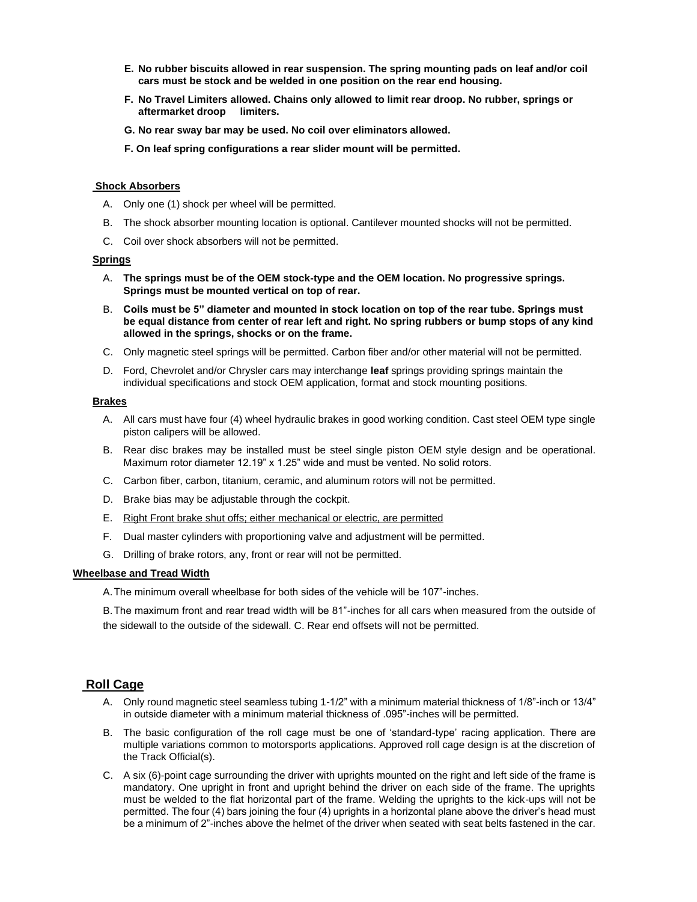**E. No rubber biscuits allowed in rear suspension. The spring mounting pads on leaf and/or coil cars must be stock and be welded in one position on the rear end housing.**

**F. No Travel Limiters allowed. Chains only allowed to limit rear droop. No rubber, springs or aftermarket droop limiters.**

**G. No rear sway bar may be used. No coil over eliminators allowed.**

**F. On leaf spring configurations a rear slider mount will be permitted.**

**Shock Absorbers**

A. Only one (1) shock per wheel will be permitted.

B. The shock absorber mounting location is optional. Cantilever mounted shocks will not be permitted.

C. Coil over shock absorbers will not be permitted.

**Springs**

A. **The springs must be of the OEM stock-type and the OEM location. No progressive springs. Springs must be mounted vertical on top of rear.**

B. **Coils must be 5" diameter and mounted in stock location on top of the rear tube. Springs must be equal distance from center of rear left and right. No spring rubbers or bump stops of any kind allowed in the springs, shocks or on the frame.**

C. Only magnetic steel springs will be permitted. Carbon fiber and/or other material will not be permitted.

D. Ford, Chevrolet and/or Chrysler cars may interchange **leaf** springs providing springs maintain the individual specifications and stock OEM application, format and stock mounting positions.

**Brakes**

A. All cars must have four (4) wheel hydraulic brakes in good working condition. Cast steel OEM type single piston calipers will be allowed.

B. Rear disc brakes may be installed must be steel single piston OEM style design and be operational. Maximum rotor diameter 12.19" x 1.25" wide and must be vented. No solid rotors.

C. Carbon fiber, carbon, titanium, ceramic, and aluminum rotors will not be permitted.

D. Brake bias may be adjustable through the cockpit.

E. Right Front brake shut offs; either mechanical or electric, are permitted

F. Dual master cylinders with proportioning valve and adjustment will be permitted.

G. Drilling of brake rotors, any, front or rear will not be permitted.

**Wheelbase and Tread Width**

A. The minimum overall wheelbase for both sides of the vehicle will be 107"-inches.

B. The maximum front and rear tread width will be 81"-inches for all cars when measured from the outside of the sidewall to the outside of the sidewall. C. Rear end offsets will not be permitted.

## Roll Cage

A. Only round magnetic steel seamless tubing 1-1/2" with a minimum material thickness of 1/8"-inch or 13/4" in outside diameter with a minimum material thickness of .095"-inches will be permitted.

B. The basic configuration of the roll cage must be one of 'standard-type' racing application. There are multiple variations common to motorsports applications. Approved roll cage design is at the discretion of the Track Official(s).

C. A six (6)-point cage surrounding the driver with uprights mounted on the right and left side of the frame is mandatory. One upright in front and upright behind the driver on each side of the frame. The uprights must be welded to the flat horizontal part of the frame. Welding the uprights to the kick-ups will not be permitted. The four (4) bars joining the four (4) uprights in a horizontal plane above the driver's head must be a minimum of 2"-inches above the helmet of the driver when seated with seat belts fastened in the car.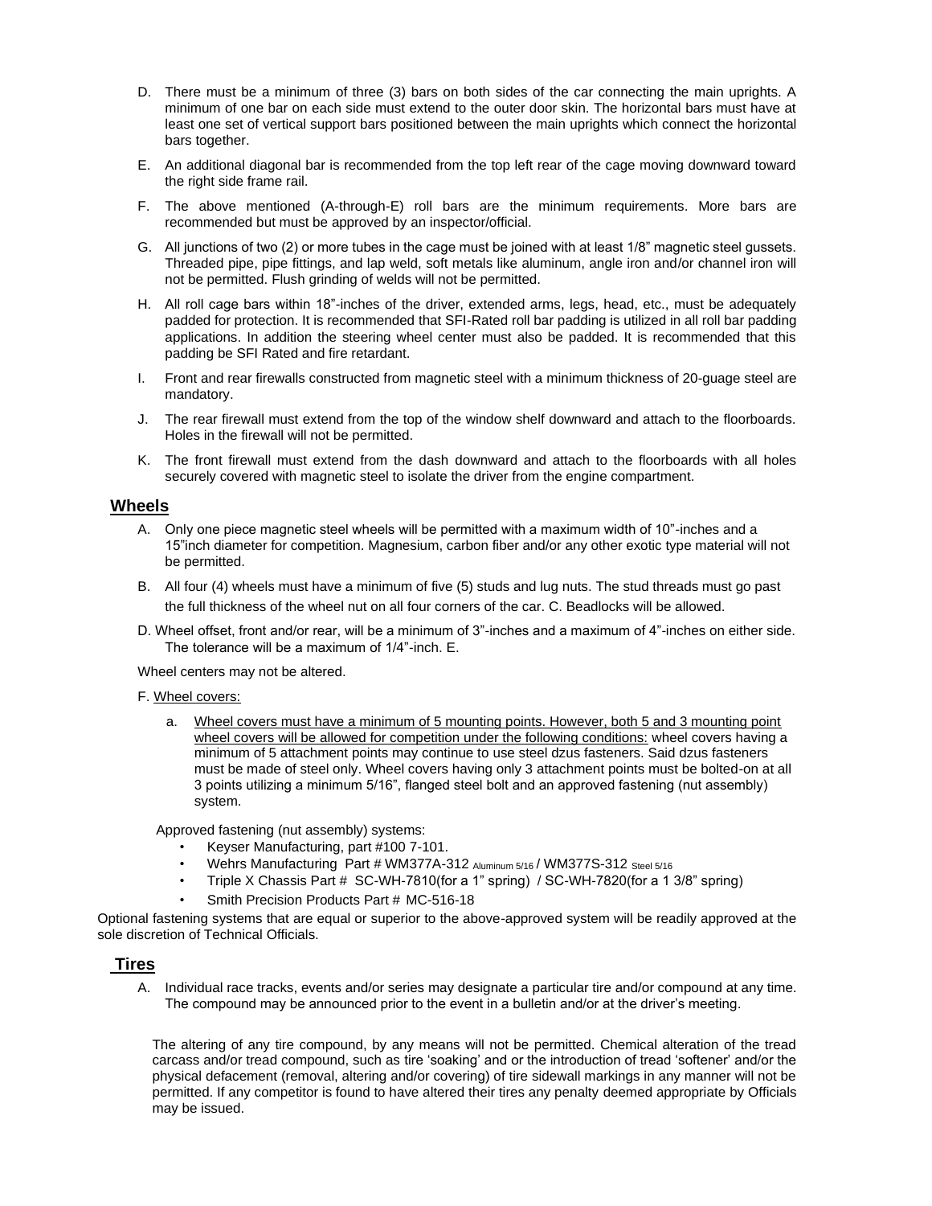D. There must be a minimum of three (3) bars on both sides of the car connecting the main uprights. A minimum of one bar on each side must extend to the outer door skin. The horizontal bars must have at least one set of vertical support bars positioned between the main uprights which connect the horizontal bars together.

E. An additional diagonal bar is recommended from the top left rear of the cage moving downward toward the right side frame rail.

F. The above mentioned (A-through-E) roll bars are the minimum requirements. More bars are recommended but must be approved by an inspector/official.

G. All junctions of two (2) or more tubes in the cage must be joined with at least 1/8" magnetic steel gussets. Threaded pipe, pipe fittings, and lap weld, soft metals like aluminum, angle iron and/or channel iron will not be permitted. Flush grinding of welds will not be permitted.

H. All roll cage bars within 18"-inches of the driver, extended arms, legs, head, etc., must be adequately padded for protection. It is recommended that SFI-Rated roll bar padding is utilized in all roll bar padding applications. In addition the steering wheel center must also be padded. It is recommended that this padding be SFI Rated and fire retardant.

I. Front and rear firewalls constructed from magnetic steel with a minimum thickness of 20-guage steel are mandatory.

J. The rear firewall must extend from the top of the window shelf downward and attach to the floorboards. Holes in the firewall will not be permitted.

K. The front firewall must extend from the dash downward and attach to the floorboards with all holes securely covered with magnetic steel to isolate the driver from the engine compartment.

## Wheels

A. Only one piece magnetic steel wheels will be permitted with a maximum width of 10"-inches and a 15"inch diameter for competition. Magnesium, carbon fiber and/or any other exotic type material will not be permitted.

B. All four (4) wheels must have a minimum of five (5) studs and lug nuts. The stud threads must go past the full thickness of the wheel nut on all four corners of the car. C. Beadlocks will be allowed.

D. Wheel offset, front and/or rear, will be a minimum of 3"-inches and a maximum of 4"-inches on either side. The tolerance will be a maximum of 1/4"-inch. E.

Wheel centers may not be altered.

F. Wheel covers:

a. Wheel covers must have a minimum of 5 mounting points. However, both 5 and 3 mounting point wheel covers will be allowed for competition under the following conditions: wheel covers having a minimum of 5 attachment points may continue to use steel dzus fasteners. Said dzus fasteners must be made of steel only. Wheel covers having only 3 attachment points must be bolted-on at all 3 points utilizing a minimum 5/16", flanged steel bolt and an approved fastening (nut assembly) system.

Approved fastening (nut assembly) systems:

- Keyser Manufacturing, part #100 7-101.
- Wehrs Manufacturing Part # WM377A-312 Aluminum 5/16 / WM377S-312 Steel 5/16
- Triple X Chassis Part # SC-WH-7810(for a 1" spring) / SC-WH-7820(for a 1 3/8" spring)
- Smith Precision Products Part # MC-516-18

Optional fastening systems that are equal or superior to the above-approved system will be readily approved at the sole discretion of Technical Officials.

## Tires

A. Individual race tracks, events and/or series may designate a particular tire and/or compound at any time. The compound may be announced prior to the event in a bulletin and/or at the driver's meeting.

The altering of any tire compound, by any means will not be permitted. Chemical alteration of the tread carcass and/or tread compound, such as tire 'soaking' and or the introduction of tread 'softener' and/or the physical defacement (removal, altering and/or covering) of tire sidewall markings in any manner will not be permitted. If any competitor is found to have altered their tires any penalty deemed appropriate by Officials may be issued.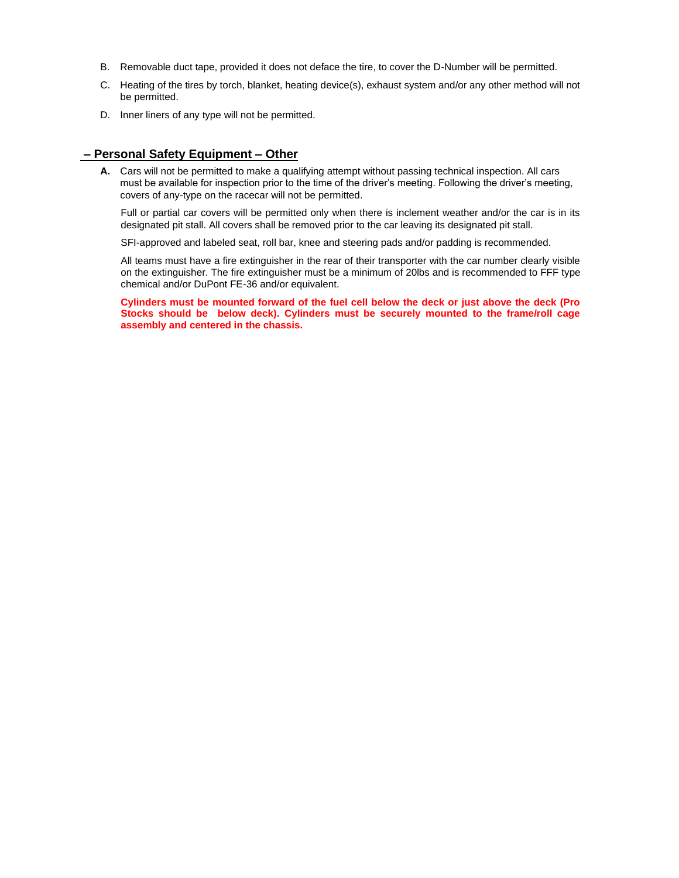B. Removable duct tape, provided it does not deface the tire, to cover the D-Number will be permitted.

C. Heating of the tires by torch, blanket, heating device(s), exhaust system and/or any other method will not be permitted.

D. Inner liners of any type will not be permitted.

## – Personal Safety Equipment – Other

**A.** Cars will not be permitted to make a qualifying attempt without passing technical inspection. All cars must be available for inspection prior to the time of the driver's meeting. Following the driver's meeting, covers of any-type on the racecar will not be permitted.

Full or partial car covers will be permitted only when there is inclement weather and/or the car is in its designated pit stall. All covers shall be removed prior to the car leaving its designated pit stall.

SFI-approved and labeled seat, roll bar, knee and steering pads and/or padding is recommended.

All teams must have a fire extinguisher in the rear of their transporter with the car number clearly visible on the extinguisher. The fire extinguisher must be a minimum of 20lbs and is recommended to FFF type chemical and/or DuPont FE-36 and/or equivalent.

**Cylinders must be mounted forward of the fuel cell below the deck or just above the deck (Pro Stocks should be below deck). Cylinders must be securely mounted to the frame/roll cage assembly and centered in the chassis.**